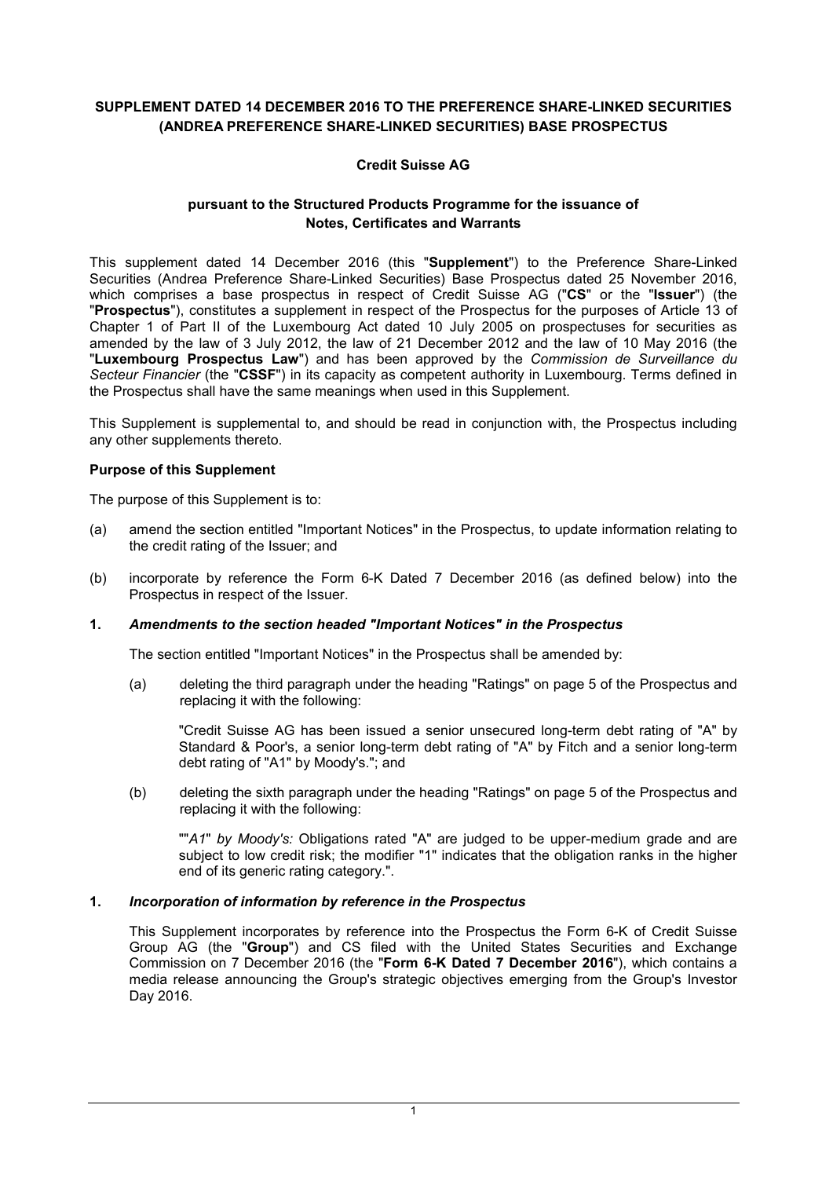**SUPPLEMENT DATED 14 DECEMBER 2016 TO THE PREFERENCE SHARE-LINKED SECURITIES (ANDREA PREFERENCE SHARE-LINKED SECURITIES) BASE PROSPECTUS**

**Credit Suisse AG**

**pursuant to the Structured Products Programme for the issuance of Notes, Certificates and Warrants**

This supplement dated 14 December 2016 (this "**Supplement**") to the Preference Share-Linked Securities (Andrea Preference Share-Linked Securities) Base Prospectus dated 25 November 2016, which comprises a base prospectus in respect of Credit Suisse AG ("**CS**" or the "**Issuer**") (the "**Prospectus**"), constitutes a supplement in respect of the Prospectus for the purposes of Article 13 of Chapter 1 of Part II of the Luxembourg Act dated 10 July 2005 on prospectuses for securities as amended by the law of 3 July 2012, the law of 21 December 2012 and the law of 10 May 2016 (the "**Luxembourg Prospectus Law**") and has been approved by the *Commission de Surveillance du Secteur Financier* (the "**CSSF**") in its capacity as competent authority in Luxembourg. Terms defined in the Prospectus shall have the same meanings when used in this Supplement.

This Supplement is supplemental to, and should be read in conjunction with, the Prospectus including any other supplements thereto.

**Purpose of this Supplement**

The purpose of this Supplement is to:

(a) amend the section entitled "Important Notices" in the Prospectus, to update information relating to the credit rating of the Issuer; and

(b) incorporate by reference the Form 6-K Dated 7 December 2016 (as defined below) into the Prospectus in respect of the Issuer.

**1. *Amendments to the section headed "Important Notices" in the Prospectus***

The section entitled "Important Notices" in the Prospectus shall be amended by:

(a) deleting the third paragraph under the heading "Ratings" on page 5 of the Prospectus and replacing it with the following:

"Credit Suisse AG has been issued a senior unsecured long-term debt rating of "A" by Standard & Poor's, a senior long-term debt rating of "A" by Fitch and a senior long-term debt rating of "A1" by Moody's."; and

(b) deleting the sixth paragraph under the heading "Ratings" on page 5 of the Prospectus and replacing it with the following:

""*A1*" *by Moody's:* Obligations rated "A" are judged to be upper-medium grade and are subject to low credit risk; the modifier "1" indicates that the obligation ranks in the higher end of its generic rating category.".

**1. *Incorporation of information by reference in the Prospectus***

This Supplement incorporates by reference into the Prospectus the Form 6-K of Credit Suisse Group AG (the "**Group**") and CS filed with the United States Securities and Exchange Commission on 7 December 2016 (the "**Form 6-K Dated 7 December 2016**"), which contains a media release announcing the Group's strategic objectives emerging from the Group's Investor Day 2016.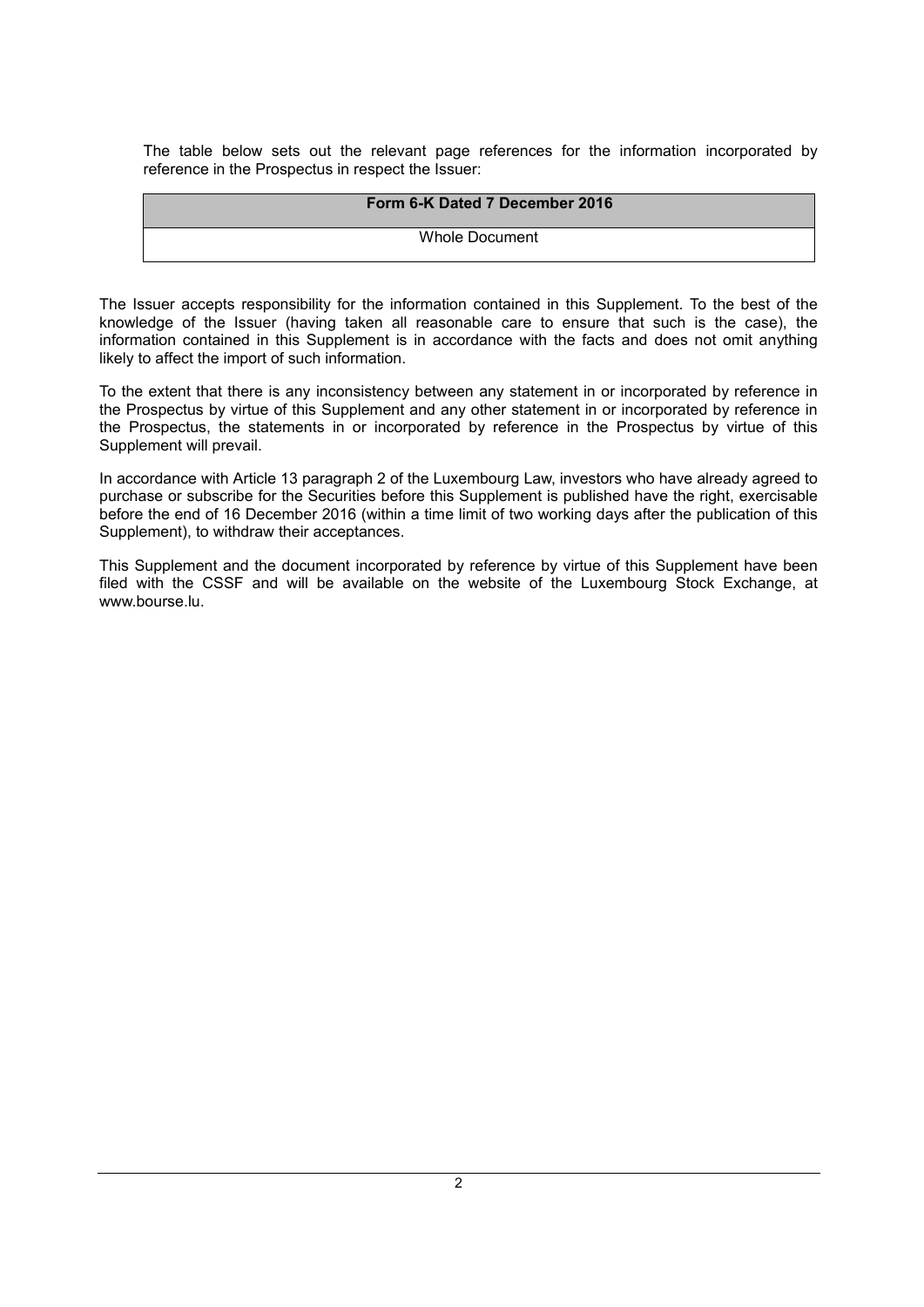The table below sets out the relevant page references for the information incorporated by reference in the Prospectus in respect the Issuer:

| Form 6-K Dated 7 December 2016 |
| --- |
| Whole Document |

The Issuer accepts responsibility for the information contained in this Supplement. To the best of the knowledge of the Issuer (having taken all reasonable care to ensure that such is the case), the information contained in this Supplement is in accordance with the facts and does not omit anything likely to affect the import of such information.

To the extent that there is any inconsistency between any statement in or incorporated by reference in the Prospectus by virtue of this Supplement and any other statement in or incorporated by reference in the Prospectus, the statements in or incorporated by reference in the Prospectus by virtue of this Supplement will prevail.

In accordance with Article 13 paragraph 2 of the Luxembourg Law, investors who have already agreed to purchase or subscribe for the Securities before this Supplement is published have the right, exercisable before the end of 16 December 2016 (within a time limit of two working days after the publication of this Supplement), to withdraw their acceptances.

This Supplement and the document incorporated by reference by virtue of this Supplement have been filed with the CSSF and will be available on the website of the Luxembourg Stock Exchange, at www.bourse.lu.